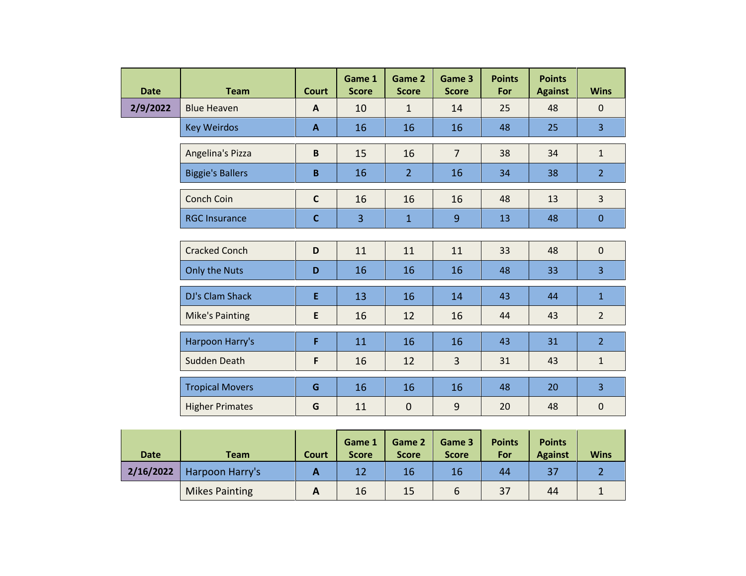| Date | Team | Court | Game 1 Score | Game 2 Score | Game 3 Score | Points For | Points Against | Wins |
|---|---|---|---|---|---|---|---|---|
| 2/9/2022 | Blue Heaven | A | 10 | 1 | 14 | 25 | 48 | 0 |
| | Key Weirdos | A | 16 | 16 | 16 | 48 | 25 | 3 |
| | Angelina's Pizza | B | 15 | 16 | 7 | 38 | 34 | 1 |
| | Biggie's Ballers | B | 16 | 2 | 16 | 34 | 38 | 2 |
| | Conch Coin | C | 16 | 16 | 16 | 48 | 13 | 3 |
| | RGC Insurance | C | 3 | 1 | 9 | 13 | 48 | 0 |
| | Cracked Conch | D | 11 | 11 | 11 | 33 | 48 | 0 |
| | Only the Nuts | D | 16 | 16 | 16 | 48 | 33 | 3 |
| | DJ's Clam Shack | E | 13 | 16 | 14 | 43 | 44 | 1 |
| | Mike's Painting | E | 16 | 12 | 16 | 44 | 43 | 2 |
| | Harpoon Harry's | F | 11 | 16 | 16 | 43 | 31 | 2 |
| | Sudden Death | F | 16 | 12 | 3 | 31 | 43 | 1 |
| | Tropical Movers | G | 16 | 16 | 16 | 48 | 20 | 3 |
| | Higher Primates | G | 11 | 0 | 9 | 20 | 48 | 0 |

| Date | Team | Court | Game 1 Score | Game 2 Score | Game 3 Score | Points For | Points Against | Wins |
|---|---|---|---|---|---|---|---|---|
| 2/16/2022 | Harpoon Harry's | A | 12 | 16 | 16 | 44 | 37 | 2 |
| | Mikes Painting | A | 16 | 15 | 6 | 37 | 44 | 1 |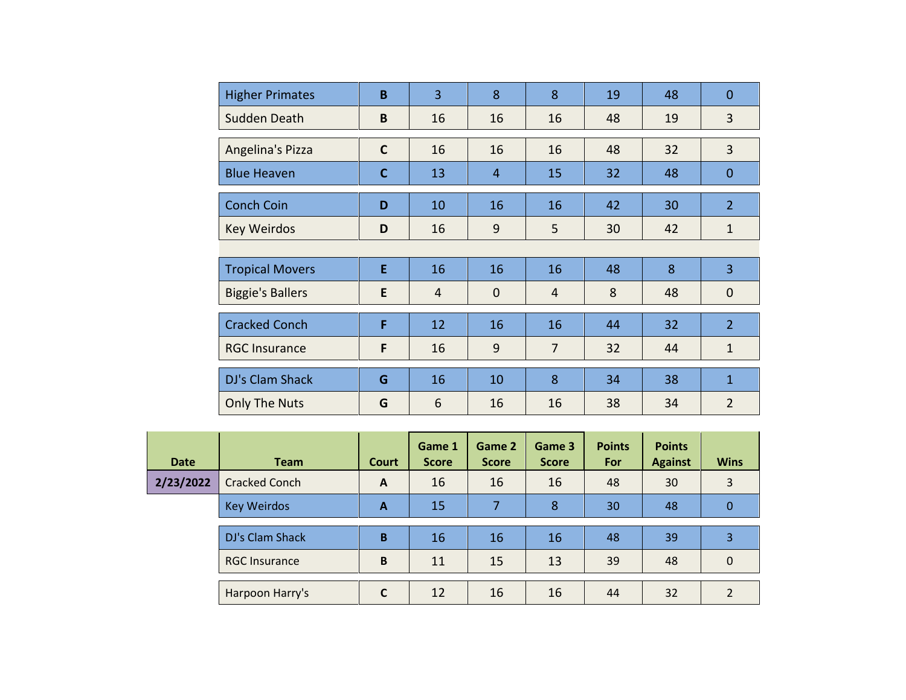| | | | | | | | |
|---|---|---|---|---|---|---|---|
| Higher Primates | B | 3 | 8 | 8 | 19 | 48 | 0 |
| Sudden Death | B | 16 | 16 | 16 | 48 | 19 | 3 |
| Angelina's Pizza | C | 16 | 16 | 16 | 48 | 32 | 3 |
| Blue Heaven | C | 13 | 4 | 15 | 32 | 48 | 0 |
| Conch Coin | D | 10 | 16 | 16 | 42 | 30 | 2 |
| Key Weirdos | D | 16 | 9 | 5 | 30 | 42 | 1 |
| Tropical Movers | E | 16 | 16 | 16 | 48 | 8 | 3 |
| Biggie's Ballers | E | 4 | 0 | 4 | 8 | 48 | 0 |
| Cracked Conch | F | 12 | 16 | 16 | 44 | 32 | 2 |
| RGC Insurance | F | 16 | 9 | 7 | 32 | 44 | 1 |
| DJ's Clam Shack | G | 16 | 10 | 8 | 34 | 38 | 1 |
| Only The Nuts | G | 6 | 16 | 16 | 38 | 34 | 2 |

| Date | Team | Court | Game 1 Score | Game 2 Score | Game 3 Score | Points For | Points Against | Wins |
|---|---|---|---|---|---|---|---|---|
| 2/23/2022 | Cracked Conch | A | 16 | 16 | 16 | 48 | 30 | 3 |
| | Key Weirdos | A | 15 | 7 | 8 | 30 | 48 | 0 |
| | DJ's Clam Shack | B | 16 | 16 | 16 | 48 | 39 | 3 |
| | RGC Insurance | B | 11 | 15 | 13 | 39 | 48 | 0 |
| | Harpoon Harry's | C | 12 | 16 | 16 | 44 | 32 | 2 |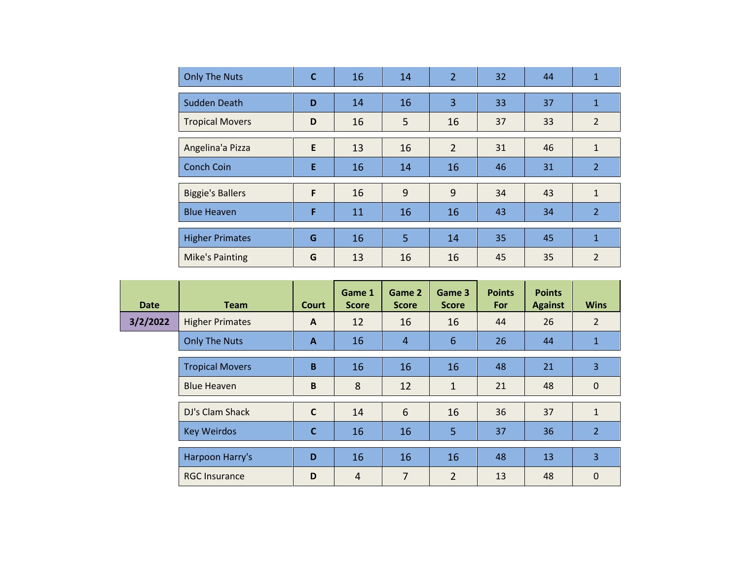| | Team | Court | Game 1 Score | Game 2 Score | Game 3 Score | Points For | Points Against | Wins |
|---|---|---|---|---|---|---|---|---|
| | Only The Nuts | C | 16 | 14 | 2 | 32 | 44 | 1 |
| | Sudden Death | D | 14 | 16 | 3 | 33 | 37 | 1 |
| | Tropical Movers | D | 16 | 5 | 16 | 37 | 33 | 2 |
| | Angelina'a Pizza | E | 13 | 16 | 2 | 31 | 46 | 1 |
| | Conch Coin | E | 16 | 14 | 16 | 46 | 31 | 2 |
| | Biggie's Ballers | F | 16 | 9 | 9 | 34 | 43 | 1 |
| | Blue Heaven | F | 11 | 16 | 16 | 43 | 34 | 2 |
| | Higher Primates | G | 16 | 5 | 14 | 35 | 45 | 1 |
| | Mike's Painting | G | 13 | 16 | 16 | 45 | 35 | 2 |

| Date | Team | Court | Game 1 Score | Game 2 Score | Game 3 Score | Points For | Points Against | Wins |
|---|---|---|---|---|---|---|---|---|
| 3/2/2022 | Higher Primates | A | 12 | 16 | 16 | 44 | 26 | 2 |
| | Only The Nuts | A | 16 | 4 | 6 | 26 | 44 | 1 |
| | Tropical Movers | B | 16 | 16 | 16 | 48 | 21 | 3 |
| | Blue Heaven | B | 8 | 12 | 1 | 21 | 48 | 0 |
| | DJ's Clam Shack | C | 14 | 6 | 16 | 36 | 37 | 1 |
| | Key Weirdos | C | 16 | 16 | 5 | 37 | 36 | 2 |
| | Harpoon Harry's | D | 16 | 16 | 16 | 48 | 13 | 3 |
| | RGC Insurance | D | 4 | 7 | 2 | 13 | 48 | 0 |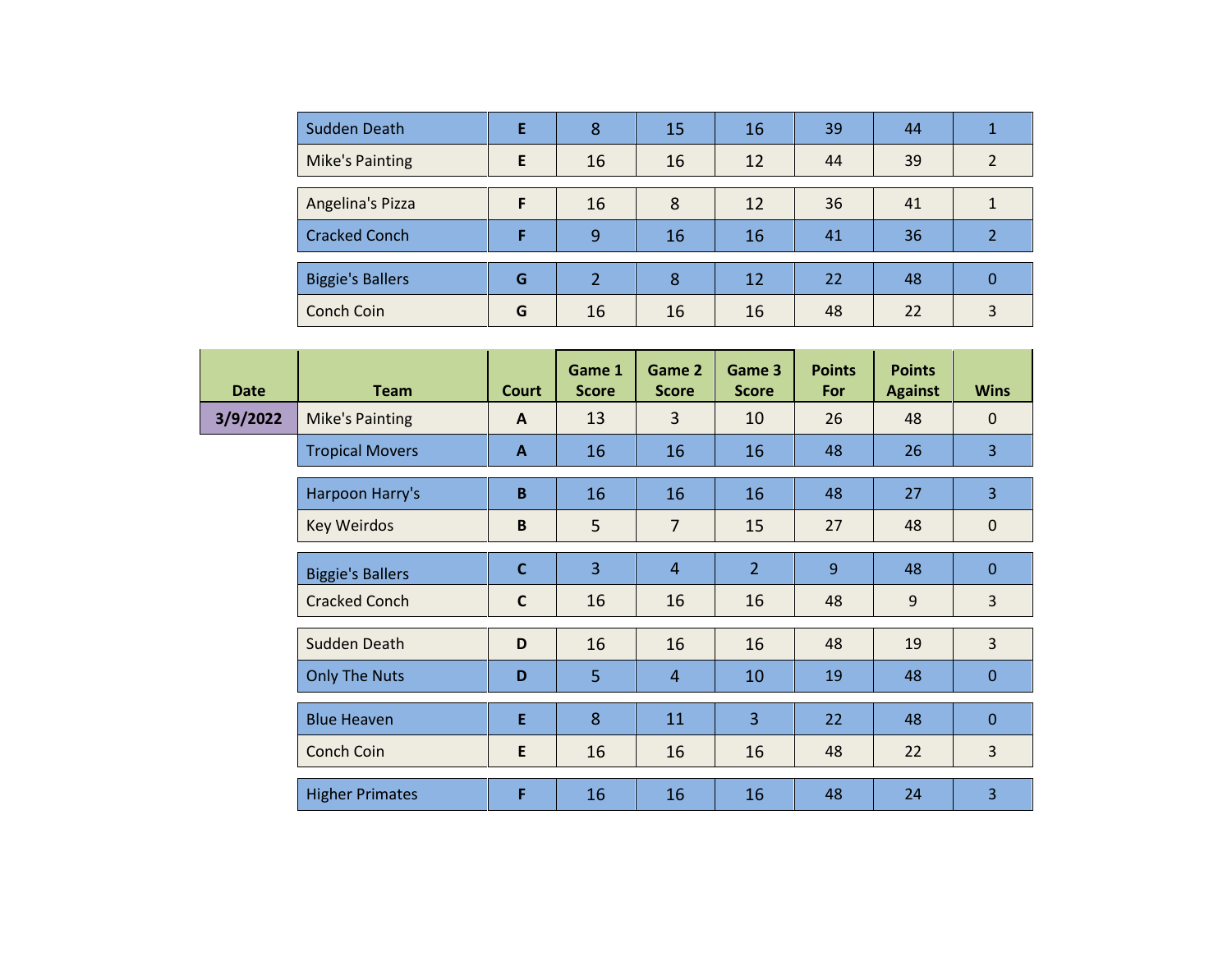| | Team | Court | Game 1 Score | Game 2 Score | Game 3 Score | Points For | Points Against | Wins |
|---|---|---|---|---|---|---|---|---|
| | Sudden Death | E | 8 | 15 | 16 | 39 | 44 | 1 |
| | Mike's Painting | E | 16 | 16 | 12 | 44 | 39 | 2 |
| | Angelina's Pizza | F | 16 | 8 | 12 | 36 | 41 | 1 |
| | Cracked Conch | F | 9 | 16 | 16 | 41 | 36 | 2 |
| | Biggie's Ballers | G | 2 | 8 | 12 | 22 | 48 | 0 |
| | Conch Coin | G | 16 | 16 | 16 | 48 | 22 | 3 |

| Date | Team | Court | Game 1 Score | Game 2 Score | Game 3 Score | Points For | Points Against | Wins |
|---|---|---|---|---|---|---|---|---|
| 3/9/2022 | Mike's Painting | A | 13 | 3 | 10 | 26 | 48 | 0 |
| | Tropical Movers | A | 16 | 16 | 16 | 48 | 26 | 3 |
| | Harpoon Harry's | B | 16 | 16 | 16 | 48 | 27 | 3 |
| | Key Weirdos | B | 5 | 7 | 15 | 27 | 48 | 0 |
| | Biggie's Ballers | C | 3 | 4 | 2 | 9 | 48 | 0 |
| | Cracked Conch | C | 16 | 16 | 16 | 48 | 9 | 3 |
| | Sudden Death | D | 16 | 16 | 16 | 48 | 19 | 3 |
| | Only The Nuts | D | 5 | 4 | 10 | 19 | 48 | 0 |
| | Blue Heaven | E | 8 | 11 | 3 | 22 | 48 | 0 |
| | Conch Coin | E | 16 | 16 | 16 | 48 | 22 | 3 |
| | Higher Primates | F | 16 | 16 | 16 | 48 | 24 | 3 |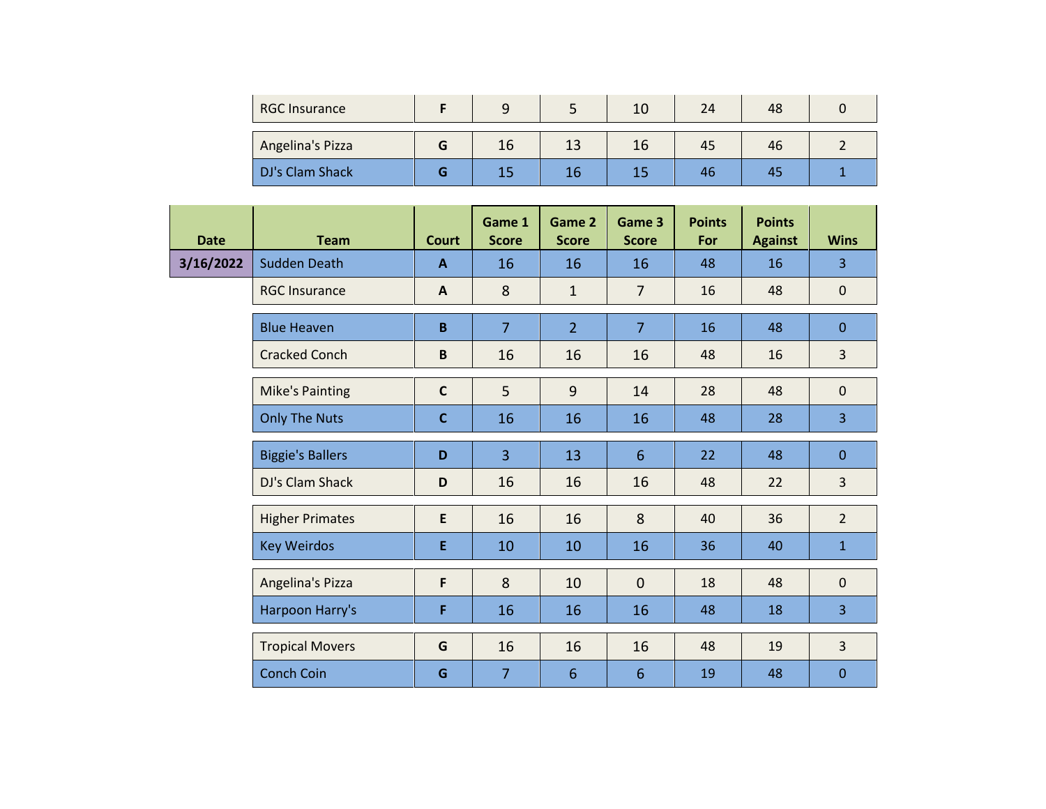| | Team | Court | Game 1 Score | Game 2 Score | Game 3 Score | Points For | Points Against | Wins |
|---|---|---|---|---|---|---|---|---|
| | RGC Insurance | F | 9 | 5 | 10 | 24 | 48 | 0 |
| | Angelina's Pizza | G | 16 | 13 | 16 | 45 | 46 | 2 |
| | DJ's Clam Shack | G | 15 | 16 | 15 | 46 | 45 | 1 |

| Date | Team | Court | Game 1 Score | Game 2 Score | Game 3 Score | Points For | Points Against | Wins |
|---|---|---|---|---|---|---|---|---|
| 3/16/2022 | Sudden Death | A | 16 | 16 | 16 | 48 | 16 | 3 |
| | RGC Insurance | A | 8 | 1 | 7 | 16 | 48 | 0 |
| | Blue Heaven | B | 7 | 2 | 7 | 16 | 48 | 0 |
| | Cracked Conch | B | 16 | 16 | 16 | 48 | 16 | 3 |
| | Mike's Painting | C | 5 | 9 | 14 | 28 | 48 | 0 |
| | Only The Nuts | C | 16 | 16 | 16 | 48 | 28 | 3 |
| | Biggie's Ballers | D | 3 | 13 | 6 | 22 | 48 | 0 |
| | DJ's Clam Shack | D | 16 | 16 | 16 | 48 | 22 | 3 |
| | Higher Primates | E | 16 | 16 | 8 | 40 | 36 | 2 |
| | Key Weirdos | E | 10 | 10 | 16 | 36 | 40 | 1 |
| | Angelina's Pizza | F | 8 | 10 | 0 | 18 | 48 | 0 |
| | Harpoon Harry's | F | 16 | 16 | 16 | 48 | 18 | 3 |
| | Tropical Movers | G | 16 | 16 | 16 | 48 | 19 | 3 |
| | Conch Coin | G | 7 | 6 | 6 | 19 | 48 | 0 |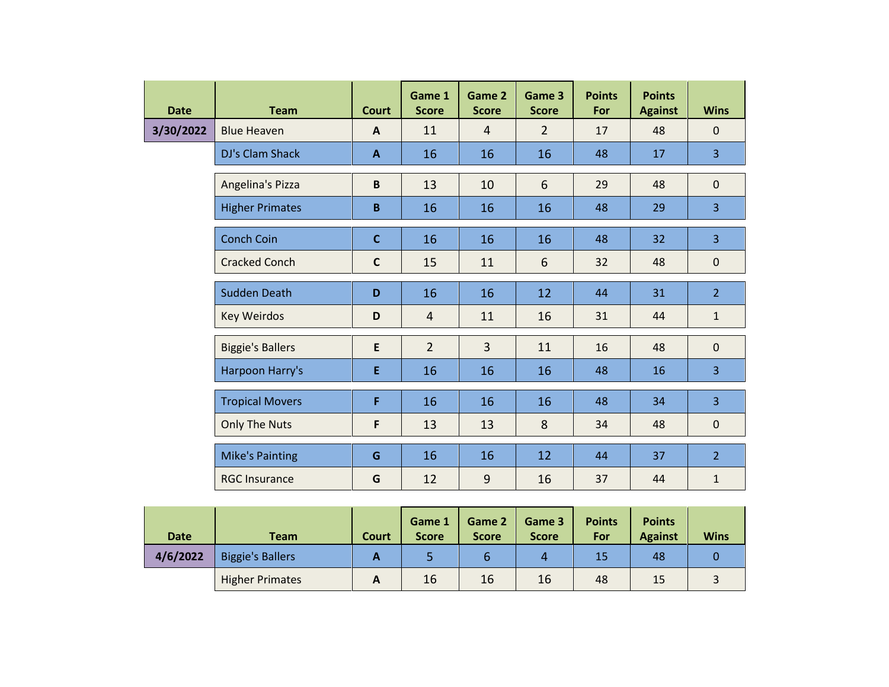| Date | Team | Court | Game 1 Score | Game 2 Score | Game 3 Score | Points For | Points Against | Wins |
|---|---|---|---|---|---|---|---|---|
| 3/30/2022 | Blue Heaven | A | 11 | 4 | 2 | 17 | 48 | 0 |
| | DJ's Clam Shack | A | 16 | 16 | 16 | 48 | 17 | 3 |
| | Angelina's Pizza | B | 13 | 10 | 6 | 29 | 48 | 0 |
| | Higher Primates | B | 16 | 16 | 16 | 48 | 29 | 3 |
| | Conch Coin | C | 16 | 16 | 16 | 48 | 32 | 3 |
| | Cracked Conch | C | 15 | 11 | 6 | 32 | 48 | 0 |
| | Sudden Death | D | 16 | 16 | 12 | 44 | 31 | 2 |
| | Key Weirdos | D | 4 | 11 | 16 | 31 | 44 | 1 |
| | Biggie's Ballers | E | 2 | 3 | 11 | 16 | 48 | 0 |
| | Harpoon Harry's | E | 16 | 16 | 16 | 48 | 16 | 3 |
| | Tropical Movers | F | 16 | 16 | 16 | 48 | 34 | 3 |
| | Only The Nuts | F | 13 | 13 | 8 | 34 | 48 | 0 |
| | Mike's Painting | G | 16 | 16 | 12 | 44 | 37 | 2 |
| | RGC Insurance | G | 12 | 9 | 16 | 37 | 44 | 1 |

| Date | Team | Court | Game 1 Score | Game 2 Score | Game 3 Score | Points For | Points Against | Wins |
|---|---|---|---|---|---|---|---|---|
| 4/6/2022 | Biggie's Ballers | A | 5 | 6 | 4 | 15 | 48 | 0 |
| | Higher Primates | A | 16 | 16 | 16 | 48 | 15 | 3 |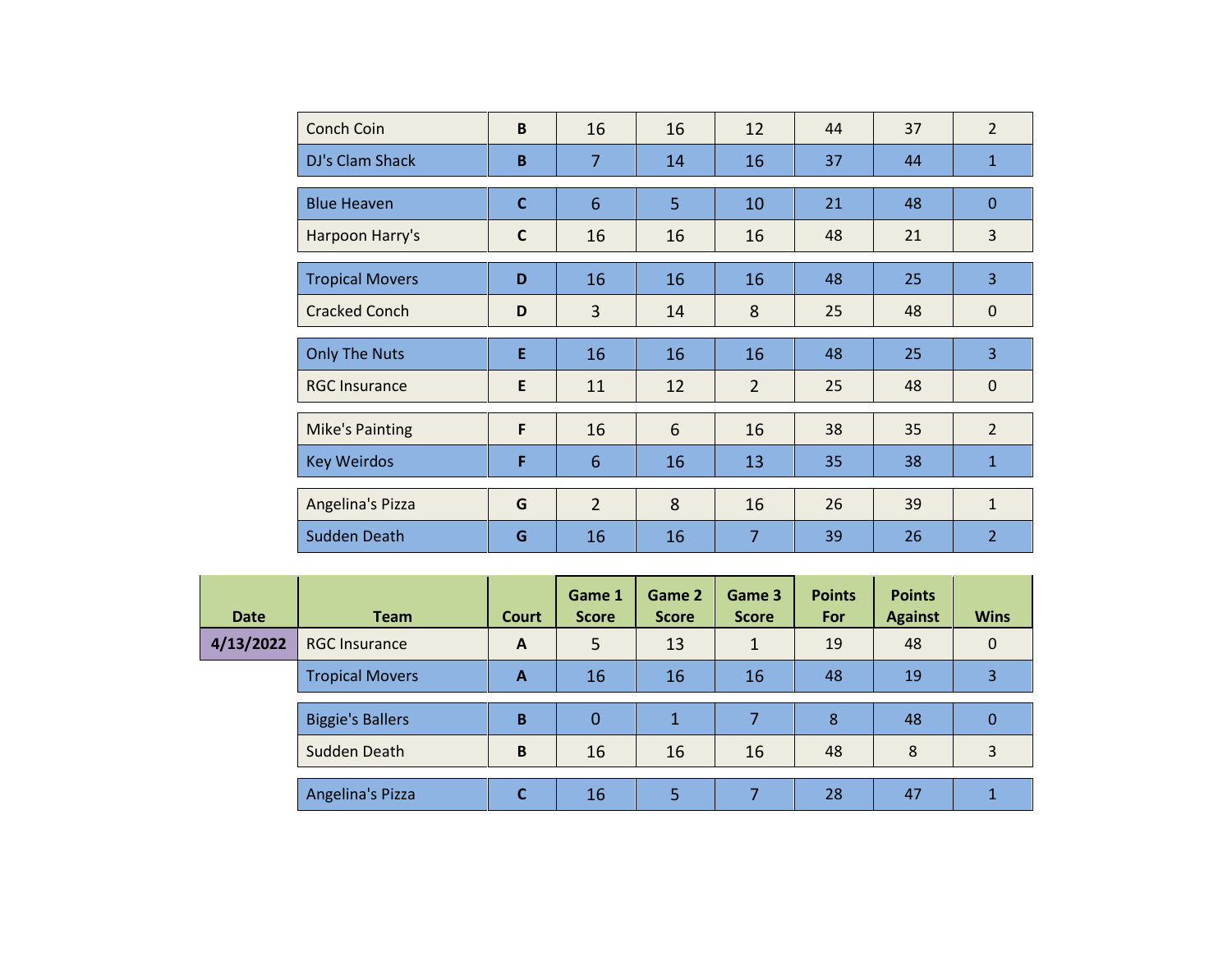| | Team | Court | Game 1 Score | Game 2 Score | Game 3 Score | Points For | Points Against | Wins |
|---|---|---|---|---|---|---|---|---|
| | Conch Coin | B | 16 | 16 | 12 | 44 | 37 | 2 |
| | DJ's Clam Shack | B | 7 | 14 | 16 | 37 | 44 | 1 |
| | Blue Heaven | C | 6 | 5 | 10 | 21 | 48 | 0 |
| | Harpoon Harry's | C | 16 | 16 | 16 | 48 | 21 | 3 |
| | Tropical Movers | D | 16 | 16 | 16 | 48 | 25 | 3 |
| | Cracked Conch | D | 3 | 14 | 8 | 25 | 48 | 0 |
| | Only The Nuts | E | 16 | 16 | 16 | 48 | 25 | 3 |
| | RGC Insurance | E | 11 | 12 | 2 | 25 | 48 | 0 |
| | Mike's Painting | F | 16 | 6 | 16 | 38 | 35 | 2 |
| | Key Weirdos | F | 6 | 16 | 13 | 35 | 38 | 1 |
| | Angelina's Pizza | G | 2 | 8 | 16 | 26 | 39 | 1 |
| | Sudden Death | G | 16 | 16 | 7 | 39 | 26 | 2 |

| Date | Team | Court | Game 1 Score | Game 2 Score | Game 3 Score | Points For | Points Against | Wins |
|---|---|---|---|---|---|---|---|---|
| 4/13/2022 | RGC Insurance | A | 5 | 13 | 1 | 19 | 48 | 0 |
| | Tropical Movers | A | 16 | 16 | 16 | 48 | 19 | 3 |
| | Biggie's Ballers | B | 0 | 1 | 7 | 8 | 48 | 0 |
| | Sudden Death | B | 16 | 16 | 16 | 48 | 8 | 3 |
| | Angelina's Pizza | C | 16 | 5 | 7 | 28 | 47 | 1 |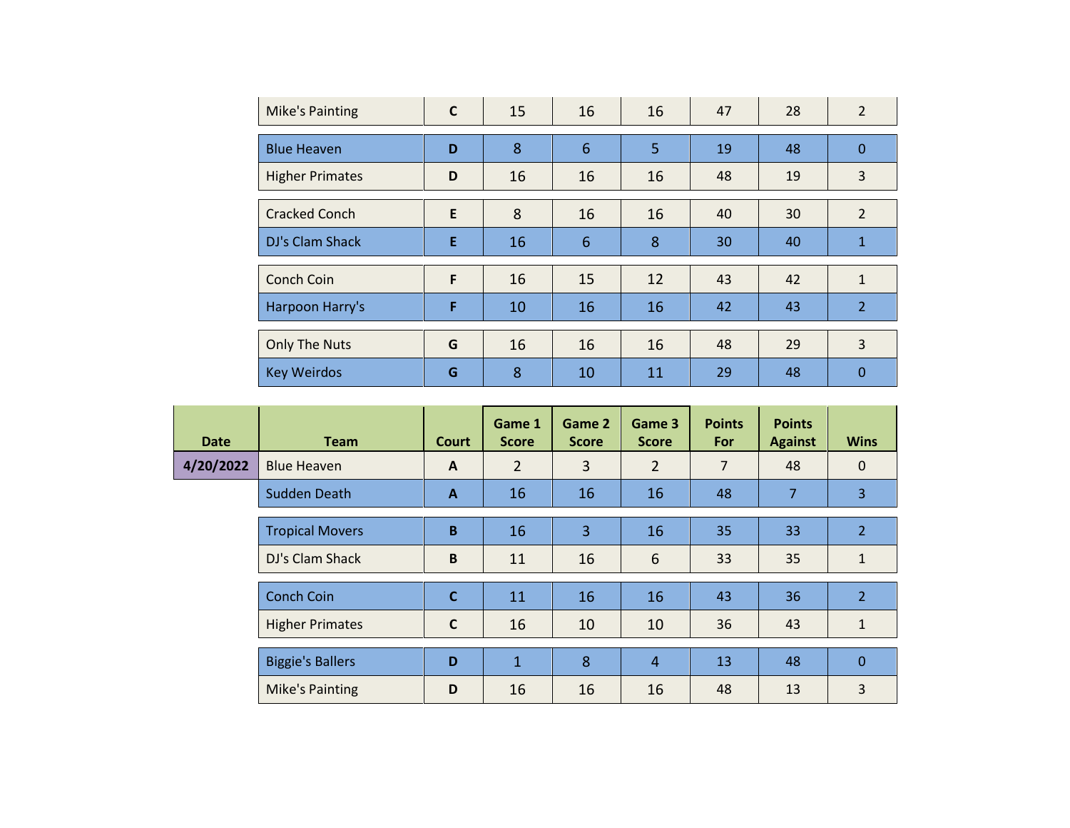| Date | Team | Court | Game 1 Score | Game 2 Score | Game 3 Score | Points For | Points Against | Wins |
|---|---|---|---|---|---|---|---|---|
| | Mike's Painting | C | 15 | 16 | 16 | 47 | 28 | 2 |
| | Blue Heaven | D | 8 | 6 | 5 | 19 | 48 | 0 |
| | Higher Primates | D | 16 | 16 | 16 | 48 | 19 | 3 |
| | Cracked Conch | E | 8 | 16 | 16 | 40 | 30 | 2 |
| | DJ's Clam Shack | E | 16 | 6 | 8 | 30 | 40 | 1 |
| | Conch Coin | F | 16 | 15 | 12 | 43 | 42 | 1 |
| | Harpoon Harry's | F | 10 | 16 | 16 | 42 | 43 | 2 |
| | Only The Nuts | G | 16 | 16 | 16 | 48 | 29 | 3 |
| | Key Weirdos | G | 8 | 10 | 11 | 29 | 48 | 0 |

| Date | Team | Court | Game 1 Score | Game 2 Score | Game 3 Score | Points For | Points Against | Wins |
|---|---|---|---|---|---|---|---|---|
| 4/20/2022 | Blue Heaven | A | 2 | 3 | 2 | 7 | 48 | 0 |
| | Sudden Death | A | 16 | 16 | 16 | 48 | 7 | 3 |
| | Tropical Movers | B | 16 | 3 | 16 | 35 | 33 | 2 |
| | DJ's Clam Shack | B | 11 | 16 | 6 | 33 | 35 | 1 |
| | Conch Coin | C | 11 | 16 | 16 | 43 | 36 | 2 |
| | Higher Primates | C | 16 | 10 | 10 | 36 | 43 | 1 |
| | Biggie's Ballers | D | 1 | 8 | 4 | 13 | 48 | 0 |
| | Mike's Painting | D | 16 | 16 | 16 | 48 | 13 | 3 |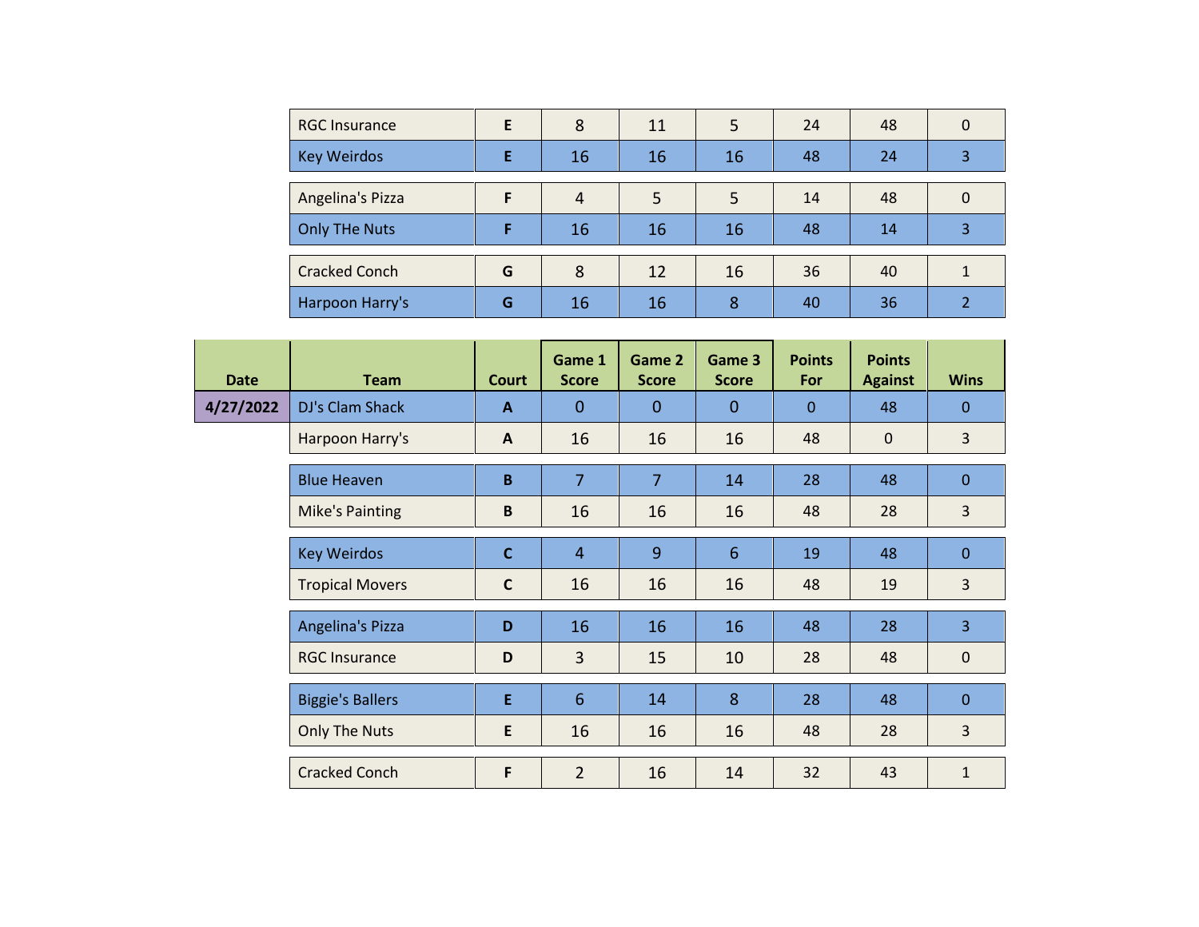| | Team | Court | Game 1 Score | Game 2 Score | Game 3 Score | Points For | Points Against | Wins |
|---|---|---|---|---|---|---|---|---|
| | RGC Insurance | E | 8 | 11 | 5 | 24 | 48 | 0 |
| | Key Weirdos | E | 16 | 16 | 16 | 48 | 24 | 3 |
| | Angelina's Pizza | F | 4 | 5 | 5 | 14 | 48 | 0 |
| | Only THe Nuts | F | 16 | 16 | 16 | 48 | 14 | 3 |
| | Cracked Conch | G | 8 | 12 | 16 | 36 | 40 | 1 |
| | Harpoon Harry's | G | 16 | 16 | 8 | 40 | 36 | 2 |

| Date | Team | Court | Game 1 Score | Game 2 Score | Game 3 Score | Points For | Points Against | Wins |
|---|---|---|---|---|---|---|---|---|
| 4/27/2022 | DJ's Clam Shack | A | 0 | 0 | 0 | 0 | 48 | 0 |
| | Harpoon Harry's | A | 16 | 16 | 16 | 48 | 0 | 3 |
| | Blue Heaven | B | 7 | 7 | 14 | 28 | 48 | 0 |
| | Mike's Painting | B | 16 | 16 | 16 | 48 | 28 | 3 |
| | Key Weirdos | C | 4 | 9 | 6 | 19 | 48 | 0 |
| | Tropical Movers | C | 16 | 16 | 16 | 48 | 19 | 3 |
| | Angelina's Pizza | D | 16 | 16 | 16 | 48 | 28 | 3 |
| | RGC Insurance | D | 3 | 15 | 10 | 28 | 48 | 0 |
| | Biggie's Ballers | E | 6 | 14 | 8 | 28 | 48 | 0 |
| | Only The Nuts | E | 16 | 16 | 16 | 48 | 28 | 3 |
| | Cracked Conch | F | 2 | 16 | 14 | 32 | 43 | 1 |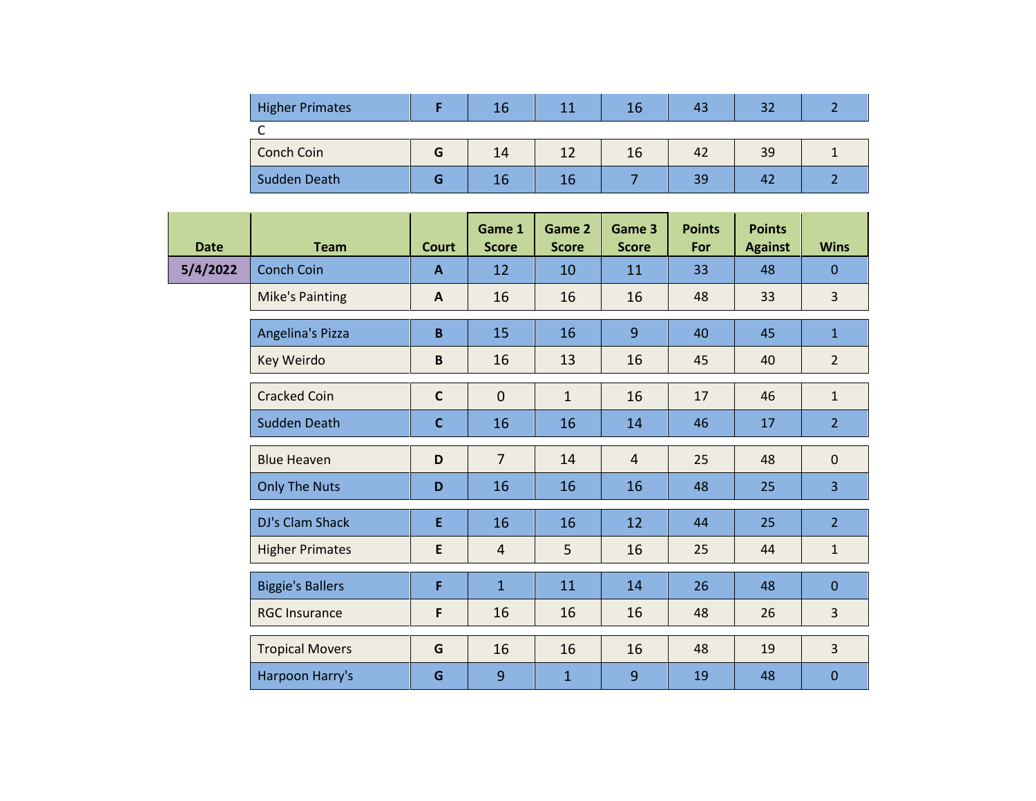| | | | | | | | |
|---|---|---|---|---|---|---|---|
| Higher Primates | F | 16 | 11 | 16 | 43 | 32 | 2 |
| C | | | | | | | |
| Conch Coin | G | 14 | 12 | 16 | 42 | 39 | 1 |
| Sudden Death | G | 16 | 16 | 7 | 39 | 42 | 2 |

| Date | Team | Court | Game 1 Score | Game 2 Score | Game 3 Score | Points For | Points Against | Wins |
|---|---|---|---|---|---|---|---|---|
| 5/4/2022 | Conch Coin | A | 12 | 10 | 11 | 33 | 48 | 0 |
| | Mike's Painting | A | 16 | 16 | 16 | 48 | 33 | 3 |
| | Angelina's Pizza | B | 15 | 16 | 9 | 40 | 45 | 1 |
| | Key Weirdo | B | 16 | 13 | 16 | 45 | 40 | 2 |
| | Cracked Coin | C | 0 | 1 | 16 | 17 | 46 | 1 |
| | Sudden Death | C | 16 | 16 | 14 | 46 | 17 | 2 |
| | Blue Heaven | D | 7 | 14 | 4 | 25 | 48 | 0 |
| | Only The Nuts | D | 16 | 16 | 16 | 48 | 25 | 3 |
| | DJ's Clam Shack | E | 16 | 16 | 12 | 44 | 25 | 2 |
| | Higher Primates | E | 4 | 5 | 16 | 25 | 44 | 1 |
| | Biggie's Ballers | F | 1 | 11 | 14 | 26 | 48 | 0 |
| | RGC Insurance | F | 16 | 16 | 16 | 48 | 26 | 3 |
| | Tropical Movers | G | 16 | 16 | 16 | 48 | 19 | 3 |
| | Harpoon Harry's | G | 9 | 1 | 9 | 19 | 48 | 0 |